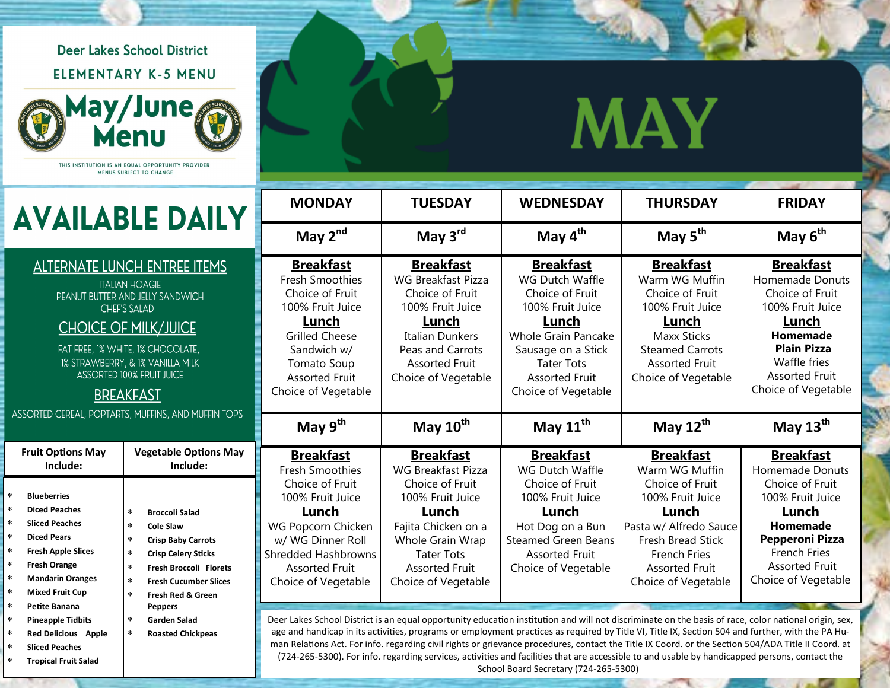# Deer Lakes School District

## ELEMENTARY K-5 MENU

# May/June Menu

THIS INSTITUTION IS AN EQUAL OPPORTUNITY PROVIDER
MENUS SUBJECT TO CHANGE

# MAY

# AVAILABLE DAILY

## ALTERNATE LUNCH ENTREE ITEMS

ITALIAN HOAGIE
PEANUT BUTTER AND JELLY SANDWICH
CHEF'S SALAD

## CHOICE OF MILK/JUICE

FAT FREE, 1% WHITE, 1% CHOCOLATE, 1% STRAWBERRY, & 1% VANILLA MILK
ASSORTED 100% FRUIT JUICE

## BREAKFAST

ASSORTED CEREAL, POPTARTS, MUFFINS, AND MUFFIN TOPS

| Fruit Options May Include: | Vegetable Options May Include: |
|---|---|
| * Blueberries | * Broccoli Salad |
| * Diced Peaches | * Cole Slaw |
| * Sliced Peaches | * Crisp Baby Carrots |
| * Diced Pears | * Crisp Celery Sticks |
| * Fresh Apple Slices | * Fresh Broccoli Florets |
| * Fresh Orange | * Fresh Cucumber Slices |
| * Mandarin Oranges | * Fresh Red & Green Peppers |
| * Mixed Fruit Cup | * Garden Salad |
| * Petite Banana | * Roasted Chickpeas |
| * Pineapple Tidbits | |
| * Red Delicious Apple | |
| * Sliced Peaches | |
| * Tropical Fruit Salad | |

| MONDAY | TUESDAY | WEDNESDAY | THURSDAY | FRIDAY |
|---|---|---|---|---|
| **May 2nd** | **May 3rd** | **May 4th** | **May 5th** | **May 6th** |
| **Breakfast**<br>Fresh Smoothies<br>Choice of Fruit<br>100% Fruit Juice<br>**Lunch**<br>Grilled Cheese Sandwich w/ Tomato Soup<br>Assorted Fruit<br>Choice of Vegetable | **Breakfast**<br>WG Breakfast Pizza<br>Choice of Fruit<br>100% Fruit Juice<br>**Lunch**<br>Italian Dunkers<br>Peas and Carrots<br>Assorted Fruit<br>Choice of Vegetable | **Breakfast**<br>WG Dutch Waffle<br>Choice of Fruit<br>100% Fruit Juice<br>**Lunch**<br>Whole Grain Pancake<br>Sausage on a Stick<br>Tater Tots<br>Assorted Fruit<br>Choice of Vegetable | **Breakfast**<br>Warm WG Muffin<br>Choice of Fruit<br>100% Fruit Juice<br>**Lunch**<br>Maxx Sticks<br>Steamed Carrots<br>Assorted Fruit<br>Choice of Vegetable | **Breakfast**<br>Homemade Donuts<br>Choice of Fruit<br>100% Fruit Juice<br>**Lunch**<br>**Homemade Plain Pizza**<br>Waffle fries<br>Assorted Fruit<br>Choice of Vegetable |
| **May 9th** | **May 10th** | **May 11th** | **May 12th** | **May 13th** |
| **Breakfast**<br>Fresh Smoothies<br>Choice of Fruit<br>100% Fruit Juice<br>**Lunch**<br>WG Popcorn Chicken w/ WG Dinner Roll<br>Shredded Hashbrowns<br>Assorted Fruit<br>Choice of Vegetable | **Breakfast**<br>WG Breakfast Pizza<br>Choice of Fruit<br>100% Fruit Juice<br>**Lunch**<br>Fajita Chicken on a Whole Grain Wrap<br>Tater Tots<br>Assorted Fruit<br>Choice of Vegetable | **Breakfast**<br>WG Dutch Waffle<br>Choice of Fruit<br>100% Fruit Juice<br>**Lunch**<br>Hot Dog on a Bun<br>Steamed Green Beans<br>Assorted Fruit<br>Choice of Vegetable | **Breakfast**<br>Warm WG Muffin<br>Choice of Fruit<br>100% Fruit Juice<br>**Lunch**<br>Pasta w/ Alfredo Sauce<br>Fresh Bread Stick<br>French Fries<br>Assorted Fruit<br>Choice of Vegetable | **Breakfast**<br>Homemade Donuts<br>Choice of Fruit<br>100% Fruit Juice<br>**Lunch**<br>**Homemade Pepperoni Pizza**<br>French Fries<br>Assorted Fruit<br>Choice of Vegetable |

Deer Lakes School District is an equal opportunity education institution and will not discriminate on the basis of race, color national origin, sex, age and handicap in its activities, programs or employment practices as required by Title VI, Title IX, Section 504 and further, with the PA Human Relations Act. For info. regarding civil rights or grievance procedures, contact the Title IX Coord. or the Section 504/ADA Title II Coord. at (724-265-5300). For info. regarding services, activities and facilities that are accessible to and usable by handicapped persons, contact the School Board Secretary (724-265-5300)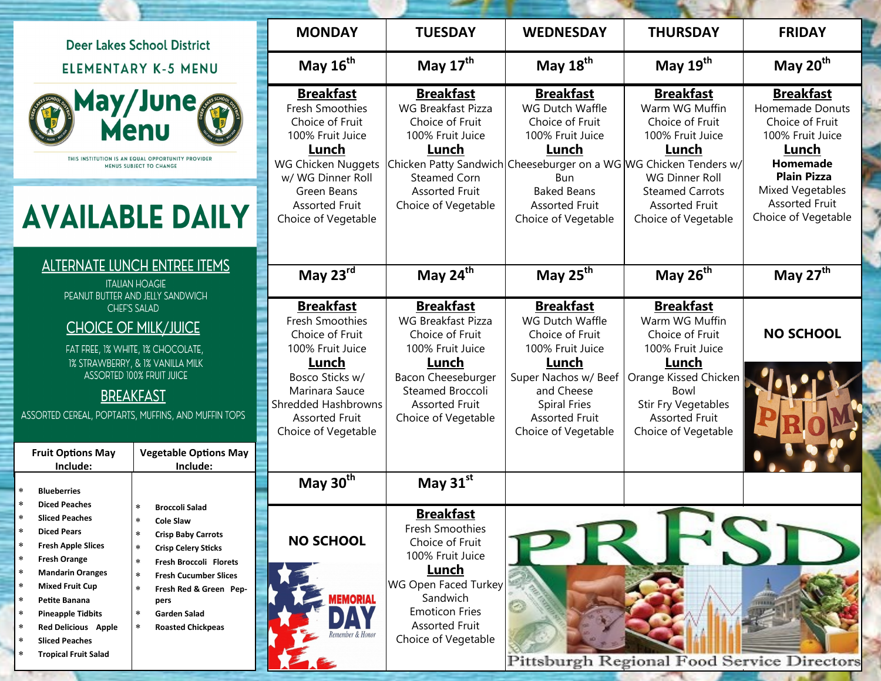Deer Lakes School District

ELEMENTARY K-5 MENU

# May/June Menu

THIS INSTITUTION IS AN EQUAL OPPORTUNITY PROVIDER
MENUS SUBJECT TO CHANGE

# AVAILABLE DAILY

## ALTERNATE LUNCH ENTREE ITEMS

ITALIAN HOAGIE
PEANUT BUTTER AND JELLY SANDWICH
CHEF'S SALAD

## CHOICE OF MILK/JUICE

FAT FREE, 1% WHITE, 1% CHOCOLATE, 1% STRAWBERRY, & 1% VANILLA MILK
ASSORTED 100% FRUIT JUICE

## BREAKFAST

ASSORTED CEREAL, POPTARTS, MUFFINS, AND MUFFIN TOPS

| Fruit Options May Include: | Vegetable Options May Include: |
|---|---|
| * Blueberries | * Broccoli Salad |
| * Diced Peaches | * Cole Slaw |
| * Sliced Peaches | * Crisp Baby Carrots |
| * Diced Pears | * Crisp Celery Sticks |
| * Fresh Apple Slices | * Fresh Broccoli Florets |
| * Fresh Orange | * Fresh Cucumber Slices |
| * Mandarin Oranges | * Fresh Red & Green Peppers |
| * Mixed Fruit Cup | * Garden Salad |
| * Petite Banana | * Roasted Chickpeas |
| * Pineapple Tidbits | |
| * Red Delicious Apple | |
| * Sliced Peaches | |
| * Tropical Fruit Salad | |

| MONDAY | TUESDAY | WEDNESDAY | THURSDAY | FRIDAY |
|---|---|---|---|---|
| May 16th | May 17th | May 18th | May 19th | May 20th |
| **Breakfast** Fresh Smoothies Choice of Fruit 100% Fruit Juice **Lunch** WG Chicken Nuggets w/ WG Dinner Roll Green Beans Assorted Fruit Choice of Vegetable | **Breakfast** WG Breakfast Pizza Choice of Fruit 100% Fruit Juice **Lunch** Chicken Patty Sandwich Steamed Corn Assorted Fruit Choice of Vegetable | **Breakfast** WG Dutch Waffle Choice of Fruit 100% Fruit Juice **Lunch** Cheeseburger on a WG Bun Baked Beans Assorted Fruit Choice of Vegetable | **Breakfast** Warm WG Muffin Choice of Fruit 100% Fruit Juice **Lunch** WG Chicken Tenders w/ WG Dinner Roll Steamed Carrots Assorted Fruit Choice of Vegetable | **Breakfast** Homemade Donuts Choice of Fruit 100% Fruit Juice **Lunch** **Homemade Plain Pizza** Mixed Vegetables Assorted Fruit Choice of Vegetable |
| May 23rd | May 24th | May 25th | May 26th | May 27th |
| **Breakfast** Fresh Smoothies Choice of Fruit 100% Fruit Juice **Lunch** Bosco Sticks w/ Marinara Sauce Shredded Hashbrowns Assorted Fruit Choice of Vegetable | **Breakfast** WG Breakfast Pizza Choice of Fruit 100% Fruit Juice **Lunch** Bacon Cheeseburger Steamed Broccoli Assorted Fruit Choice of Vegetable | **Breakfast** WG Dutch Waffle Choice of Fruit 100% Fruit Juice **Lunch** Super Nachos w/ Beef and Cheese Spiral Fries Assorted Fruit Choice of Vegetable | **Breakfast** Warm WG Muffin Choice of Fruit 100% Fruit Juice **Lunch** Orange Kissed Chicken Bowl Stir Fry Vegetables Assorted Fruit Choice of Vegetable | **NO SCHOOL** PROM |
| May 30th | May 31st | | | |
| **NO SCHOOL** MEMORIAL DAY Remember & Honor | **Breakfast** Fresh Smoothies Choice of Fruit 100% Fruit Juice **Lunch** WG Open Faced Turkey Sandwich Emoticon Fries Assorted Fruit Choice of Vegetable | | | |

PRFSD
Pittsburgh Regional Food Service Directors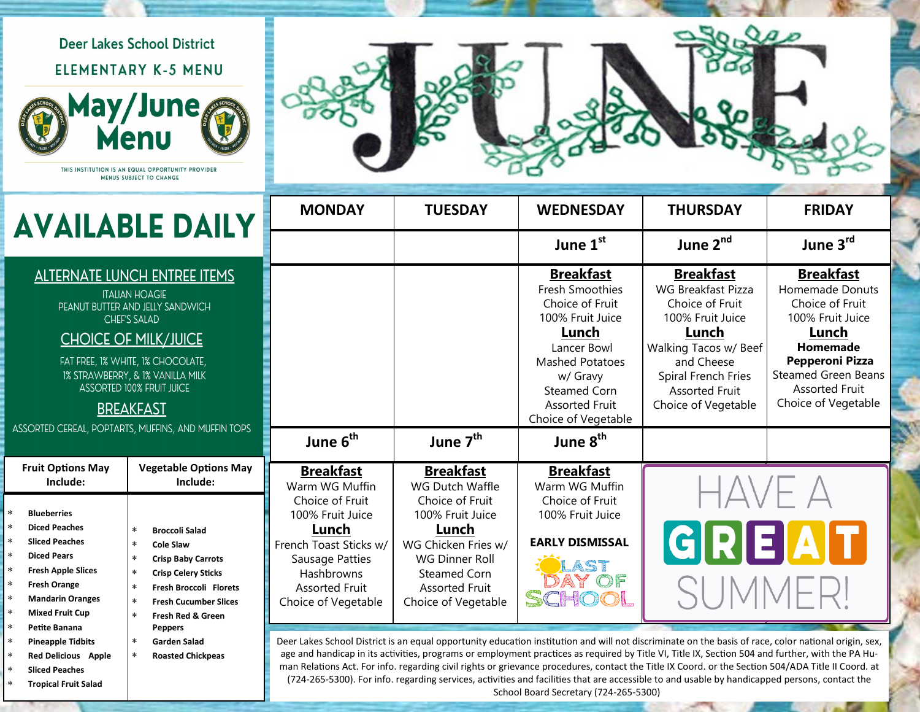Deer Lakes School District

ELEMENTARY K-5 MENU

# May/June Menu

THIS INSTITUTION IS AN EQUAL OPPORTUNITY PROVIDER
MENUS SUBJECT TO CHANGE

# JUNE

# AVAILABLE DAILY

## ALTERNATE LUNCH ENTREE ITEMS

ITALIAN HOAGIE
PEANUT BUTTER AND JELLY SANDWICH
CHEF'S SALAD

## CHOICE OF MILK/JUICE

FAT FREE, 1% WHITE, 1% CHOCOLATE, 1% STRAWBERRY, & 1% VANILLA MILK
ASSORTED 100% FRUIT JUICE

## BREAKFAST

ASSORTED CEREAL, POPTARTS, MUFFINS, AND MUFFIN TOPS

| Fruit Options May Include: | Vegetable Options May Include: |
|---|---|
| * Blueberries | * Broccoli Salad |
| * Diced Peaches | * Cole Slaw |
| * Sliced Peaches | * Crisp Baby Carrots |
| * Diced Pears | * Crisp Celery Sticks |
| * Fresh Apple Slices | * Fresh Broccoli Florets |
| * Fresh Orange | * Fresh Cucumber Slices |
| * Mandarin Oranges | * Fresh Red & Green Peppers |
| * Mixed Fruit Cup | * Garden Salad |
| * Petite Banana | * Roasted Chickpeas |
| * Pineapple Tidbits | |
| * Red Delicious Apple | |
| * Sliced Peaches | |
| * Tropical Fruit Salad | |

| MONDAY | TUESDAY | WEDNESDAY | THURSDAY | FRIDAY |
|---|---|---|---|---|
| | | June 1st | June 2nd | June 3rd |
| | | **Breakfast** Fresh Smoothies, Choice of Fruit, 100% Fruit Juice **Lunch** Lancer Bowl, Mashed Potatoes w/ Gravy, Steamed Corn, Assorted Fruit, Choice of Vegetable | **Breakfast** WG Breakfast Pizza, Choice of Fruit, 100% Fruit Juice **Lunch** Walking Tacos w/ Beef and Cheese, Spiral French Fries, Assorted Fruit, Choice of Vegetable | **Breakfast** Homemade Donuts, Choice of Fruit, 100% Fruit Juice **Lunch** **Homemade Pepperoni Pizza**, Steamed Green Beans, Assorted Fruit, Choice of Vegetable |
| June 6th | June 7th | June 8th | | |
| **Breakfast** Warm WG Muffin, Choice of Fruit, 100% Fruit Juice **Lunch** French Toast Sticks w/ Sausage Patties, Hashbrowns, Assorted Fruit, Choice of Vegetable | **Breakfast** WG Dutch Waffle, Choice of Fruit, 100% Fruit Juice **Lunch** WG Chicken Fries w/ WG Dinner Roll, Steamed Corn, Assorted Fruit, Choice of Vegetable | **Breakfast** Warm WG Muffin, Choice of Fruit, 100% Fruit Juice **EARLY DISMISSAL** LAST DAY OF SCHOOL | HAVE A GREAT SUMMER! | |

Deer Lakes School District is an equal opportunity education institution and will not discriminate on the basis of race, color national origin, sex, age and handicap in its activities, programs or employment practices as required by Title VI, Title IX, Section 504 and further, with the PA Human Relations Act. For info. regarding civil rights or grievance procedures, contact the Title IX Coord. or the Section 504/ADA Title II Coord. at (724-265-5300). For info. regarding services, activities and facilities that are accessible to and usable by handicapped persons, contact the School Board Secretary (724-265-5300)